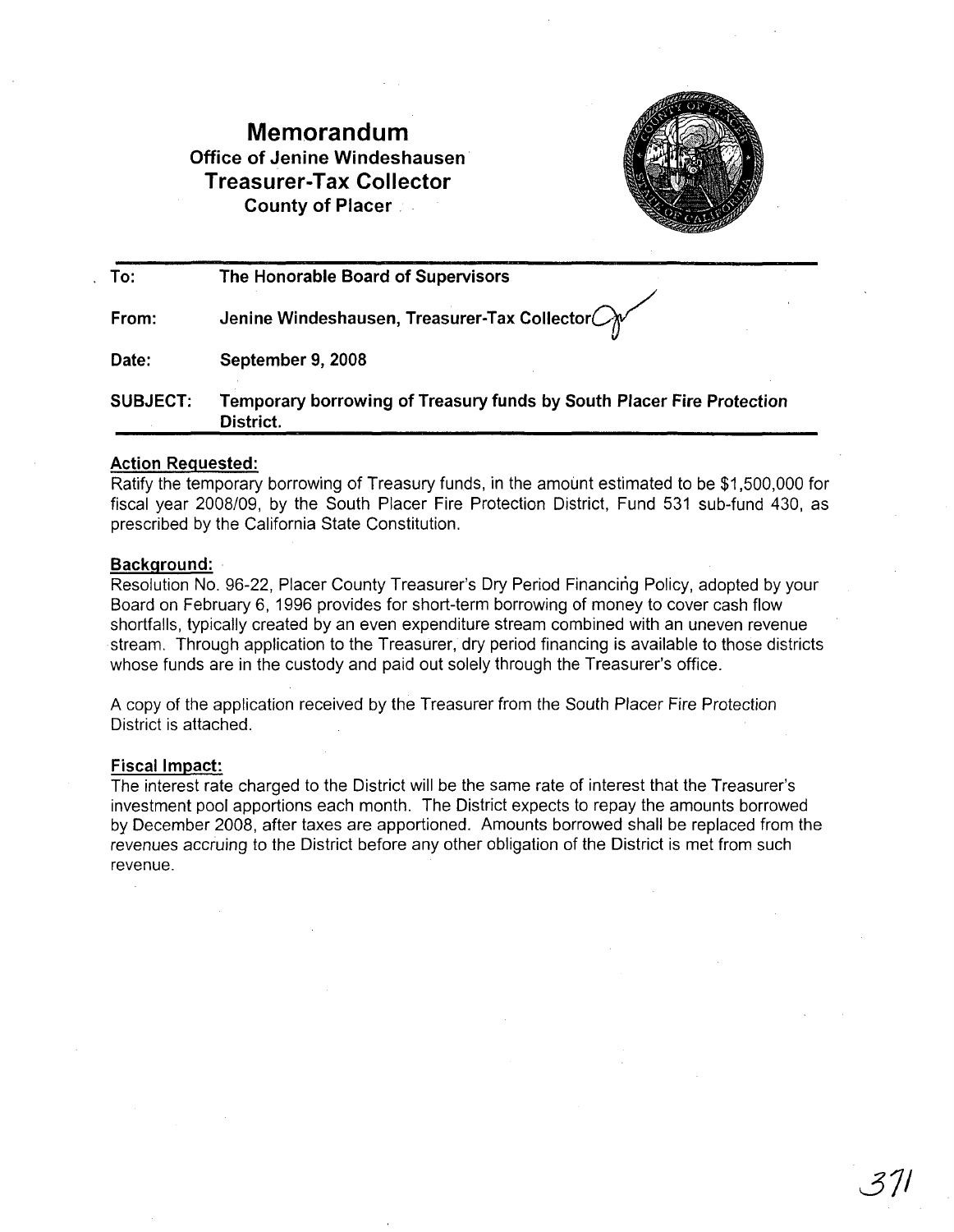# Memorandum

**Office of Jenine Windeshausen**

## Treasurer-Tax Collector

**County of Placer**

**To:** The Honorable Board of Supervisors

**From:** Jenine Windeshausen, Treasurer-Tax Collector

**Date:** September 9, 2008

**SUBJECT:** Temporary borrowing of Treasury funds by South Placer Fire Protection District.

---

**Action Requested:**

Ratify the temporary borrowing of Treasury funds, in the amount estimated to be $1,500,000 for fiscal year 2008/09, by the South Placer Fire Protection District, Fund 531 sub-fund 430, as prescribed by the California State Constitution.

**Background:**

Resolution No. 96-22, Placer County Treasurer's Dry Period Financing Policy, adopted by your Board on February 6, 1996 provides for short-term borrowing of money to cover cash flow shortfalls, typically created by an even expenditure stream combined with an uneven revenue stream. Through application to the Treasurer, dry period financing is available to those districts whose funds are in the custody and paid out solely through the Treasurer's office.

A copy of the application received by the Treasurer from the South Placer Fire Protection District is attached.

**Fiscal Impact:**

The interest rate charged to the District will be the same rate of interest that the Treasurer's investment pool apportions each month. The District expects to repay the amounts borrowed by December 2008, after taxes are apportioned. Amounts borrowed shall be replaced from the revenues accruing to the District before any other obligation of the District is met from such revenue.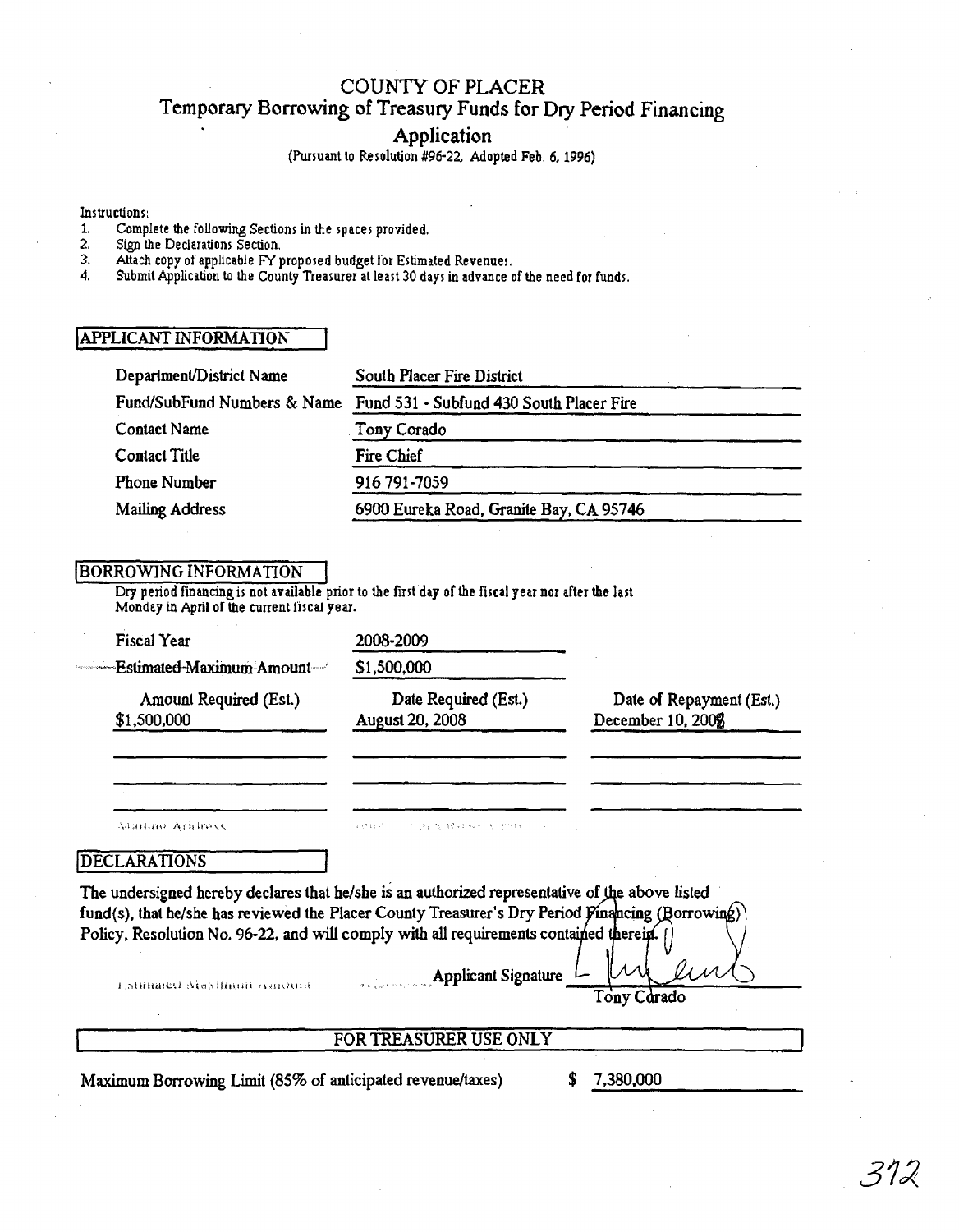# COUNTY OF PLACER

## Temporary Borrowing of Treasury Funds for Dry Period Financing

## Application

(Pursuant to Resolution #96-22, Adopted Feb. 6, 1996)

Instructions:

1. Complete the following Sections in the spaces provided.
2. Sign the Declarations Section.
3. Attach copy of applicable FY proposed budget for Estimated Revenues.
4. Submit Application to the County Treasurer at least 30 days in advance of the need for funds.

### APPLICANT INFORMATION

| | |
|---|---|
| Department/District Name | South Placer Fire District |
| Fund/SubFund Numbers & Name | Fund 531 - Subfund 430 South Placer Fire |
| Contact Name | Tony Corado |
| Contact Title | Fire Chief |
| Phone Number | 916 791-7059 |
| Mailing Address | 6900 Eureka Road, Granite Bay, CA 95746 |

### BORROWING INFORMATION

Dry period financing is not available prior to the first day of the fiscal year nor after the last Monday in April of the current fiscal year.

| | |
|---|---|
| Fiscal Year | 2008-2009 |
| Estimated Maximum Amount | $1,500,000 |

| Amount Required (Est.) | Date Required (Est.) | Date of Repayment (Est.) |
|---|---|---|
| $1,500,000 | August 20, 2008 | December 10, 2008 |
| | | |
| | | |
| | | |

### DECLARATIONS

The undersigned hereby declares that he/she is an authorized representative of the above listed fund(s), that he/she has reviewed the Placer County Treasurer's Dry Period Financing (Borrowing) Policy, Resolution No. 96-22, and will comply with all requirements contained therein.

Applicant Signature ______________

Tony Corado

### FOR TREASURER USE ONLY

Maximum Borrowing Limit (85% of anticipated revenue/taxes) $ 7,380,000